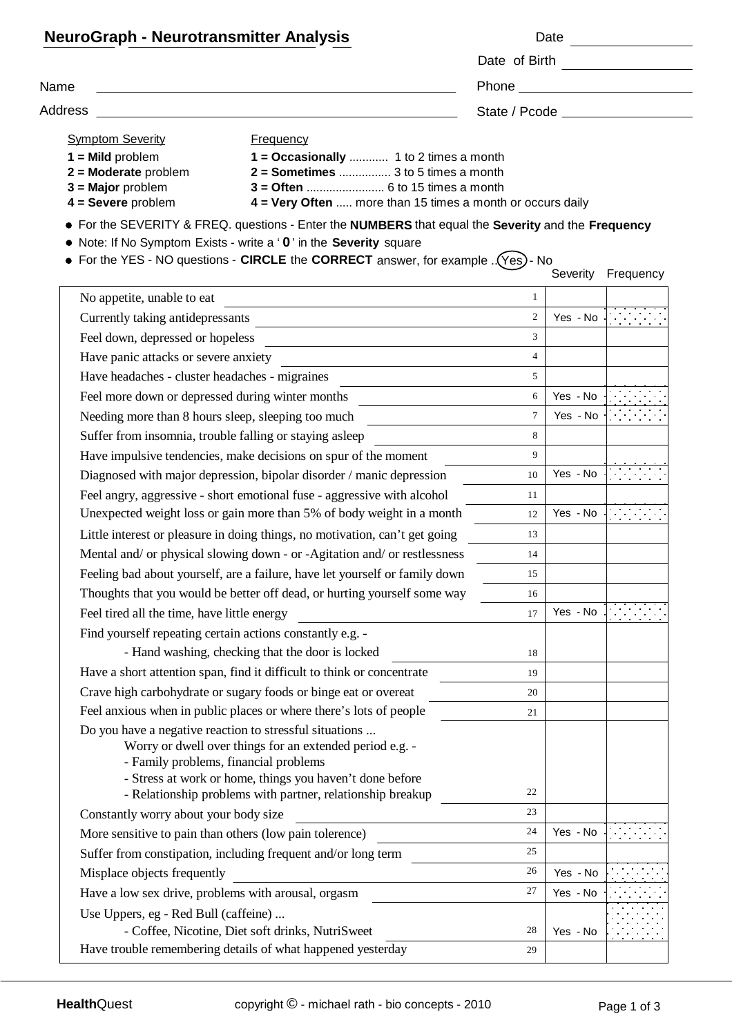## NeuroGraph - Neurotransmitter Analysis

Date ______________

Date of Birth ______________

Name ______________________________

Phone ______________

Address ______________________________

State / Pcode ______________

**Symptom Severity**

- **1 = Mild** problem
- **2 = Moderate** problem
- **3 = Major** problem
- **4 = Severe** problem

**Frequency**

- **1 = Occasionally** ............ 1 to 2 times a month
- **2 = Sometimes** ................ 3 to 5 times a month
- **3 = Often** ........................ 6 to 15 times a month
- **4 = Very Often** ..... more than 15 times a month or occurs daily

- For the SEVERITY & FREQ. questions - Enter the **NUMBERS** that equal the **Severity** and the **Frequency**
- Note: If No Symptom Exists - write a ' **0** ' in the **Severity** square
- For the YES - NO questions - **CIRCLE** the **CORRECT** answer, for example ..(Yes) - No

| Question | No. | Severity | Frequency |
|---|---|---|---|
| No appetite, unable to eat | 1 | | |
| Currently taking antidepressants | 2 | Yes - No | |
| Feel down, depressed or hopeless | 3 | | |
| Have panic attacks or severe anxiety | 4 | | |
| Have headaches - cluster headaches - migraines | 5 | | |
| Feel more down or depressed during winter months | 6 | Yes - No | |
| Needing more than 8 hours sleep, sleeping too much | 7 | Yes - No | |
| Suffer from insomnia, trouble falling or staying asleep | 8 | | |
| Have impulsive tendencies, make decisions on spur of the moment | 9 | | |
| Diagnosed with major depression, bipolar disorder / manic depression | 10 | Yes - No | |
| Feel angry, aggressive - short emotional fuse - aggressive with alcohol | 11 | | |
| Unexpected weight loss or gain more than 5% of body weight in a month | 12 | Yes - No | |
| Little interest or pleasure in doing things, no motivation, can't get going | 13 | | |
| Mental and/ or physical slowing down - or -Agitation and/ or restlessness | 14 | | |
| Feeling bad about yourself, are a failure, have let yourself or family down | 15 | | |
| Thoughts that you would be better off dead, or hurting yourself some way | 16 | | |
| Feel tired all the time, have little energy | 17 | Yes - No | |
| Find yourself repeating certain actions constantly e.g. - Hand washing, checking that the door is locked | 18 | | |
| Have a short attention span, find it difficult to think or concentrate | 19 | | |
| Crave high carbohydrate or sugary foods or binge eat or overeat | 20 | | |
| Feel anxious when in public places or where there's lots of people | 21 | | |
| Do you have a negative reaction to stressful situations ... Worry or dwell over things for an extended period e.g. - Family problems, financial problems - Stress at work or home, things you haven't done before - Relationship problems with partner, relationship breakup | 22 | | |
| Constantly worry about your body size | 23 | | |
| More sensitive to pain than others (low pain tolerence) | 24 | Yes - No | |
| Suffer from constipation, including frequent and/or long term | 25 | | |
| Misplace objects frequently | 26 | Yes - No | |
| Have a low sex drive, problems with arousal, orgasm | 27 | Yes - No | |
| Use Uppers, eg - Red Bull (caffeine) ... - Coffee, Nicotine, Diet soft drinks, NutriSweet | 28 | Yes - No | |
| Have trouble remembering details of what happened yesterday | 29 | | |

**Health**Quest copyright © - michael rath - bio concepts - 2010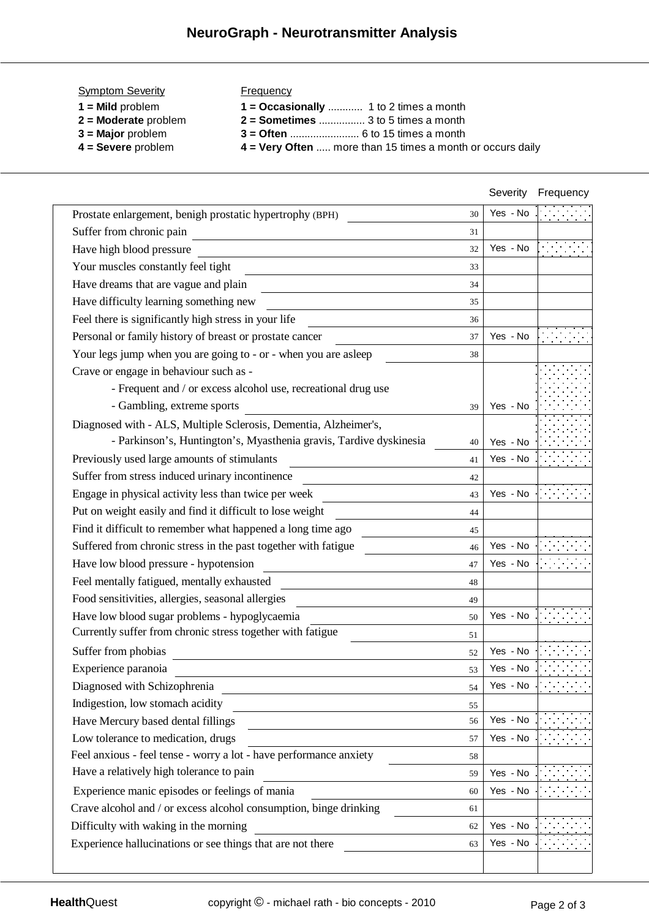## NeuroGraph - Neurotransmitter Analysis

| Symptom Severity | Frequency |
|---|---|
| **1 = Mild** problem | **1 = Occasionally** ............ 1 to 2 times a month |
| **2 = Moderate** problem | **2 = Sometimes** ................ 3 to 5 times a month |
| **3 = Major** problem | **3 = Often** ........................ 6 to 15 times a month |
| **4 = Severe** problem | **4 = Very Often** ..... more than 15 times a month or occurs daily |

| Symptom | No. | Severity | Frequency |
|---|---|---|---|
| Prostate enlargement, benigh prostatic hypertrophy (BPH) | 30 | Yes - No | |
| Suffer from chronic pain | 31 | | |
| Have high blood pressure | 32 | Yes - No | |
| Your muscles constantly feel tight | 33 | | |
| Have dreams that are vague and plain | 34 | | |
| Have difficulty learning something new | 35 | | |
| Feel there is significantly high stress in your life | 36 | | |
| Personal or family history of breast or prostate cancer | 37 | Yes - No | |
| Your legs jump when you are going to - or - when you are asleep | 38 | | |
| Crave or engage in behaviour such as - Frequent and / or excess alcohol use, recreational drug use - Gambling, extreme sports | 39 | Yes - No | |
| Diagnosed with - ALS, Multiple Sclerosis, Dementia, Alzheimer's, - Parkinson's, Huntington's, Myasthenia gravis, Tardive dyskinesia | 40 | Yes - No | |
| Previously used large amounts of stimulants | 41 | Yes - No | |
| Suffer from stress induced urinary incontinence | 42 | | |
| Engage in physical activity less than twice per week | 43 | Yes - No | |
| Put on weight easily and find it difficult to lose weight | 44 | | |
| Find it difficult to remember what happened a long time ago | 45 | | |
| Suffered from chronic stress in the past together with fatigue | 46 | Yes - No | |
| Have low blood pressure - hypotension | 47 | Yes - No | |
| Feel mentally fatigued, mentally exhausted | 48 | | |
| Food sensitivities, allergies, seasonal allergies | 49 | | |
| Have low blood sugar problems - hypoglycaemia | 50 | Yes - No | |
| Currently suffer from chronic stress together with fatigue | 51 | | |
| Suffer from phobias | 52 | Yes - No | |
| Experience paranoia | 53 | Yes - No | |
| Diagnosed with Schizophrenia | 54 | Yes - No | |
| Indigestion, low stomach acidity | 55 | | |
| Have Mercury based dental fillings | 56 | Yes - No | |
| Low tolerance to medication, drugs | 57 | Yes - No | |
| Feel anxious - feel tense - worry a lot - have performance anxiety | 58 | | |
| Have a relatively high tolerance to pain | 59 | Yes - No | |
| Experience manic episodes or feelings of mania | 60 | Yes - No | |
| Crave alcohol and / or excess alcohol consumption, binge drinking | 61 | | |
| Difficulty with waking in the morning | 62 | Yes - No | |
| Experience hallucinations or see things that are not there | 63 | Yes - No | |

**Health**Quest copyright © - michael rath - bio concepts - 2010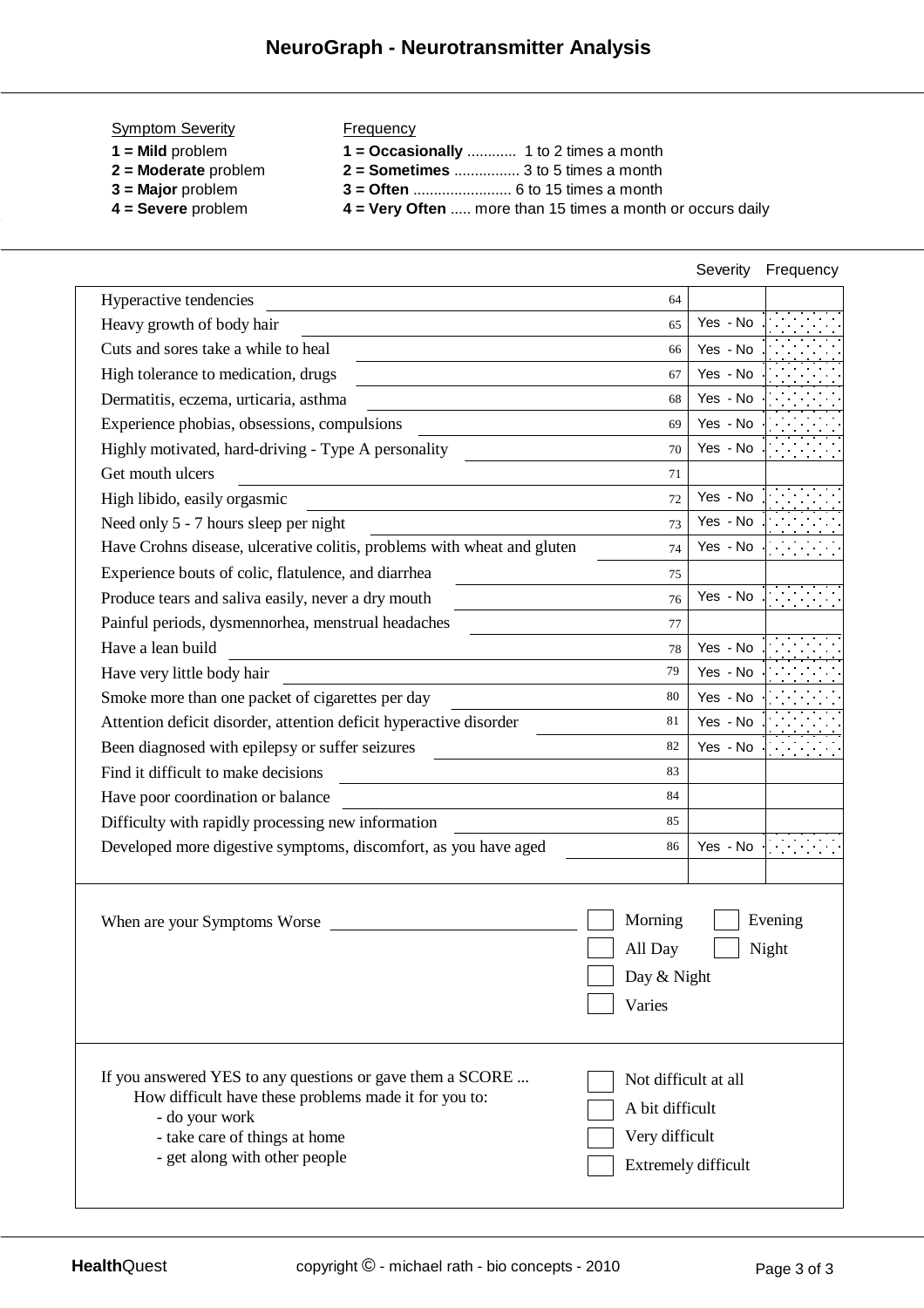# NeuroGraph - Neurotransmitter Analysis

| Symptom Severity | Frequency |
|---|---|
| **1 = Mild** problem | **1 = Occasionally** ............ 1 to 2 times a month |
| **2 = Moderate** problem | **2 = Sometimes** ................ 3 to 5 times a month |
| **3 = Major** problem | **3 = Often** ........................ 6 to 15 times a month |
| **4 = Severe** problem | **4 = Very Often** ..... more than 15 times a month or occurs daily |

| | | Severity | Frequency |
|---|---|---|---|
| Hyperactive tendencies | 64 | | |
| Heavy growth of body hair | 65 | Yes - No | |
| Cuts and sores take a while to heal | 66 | Yes - No | |
| High tolerance to medication, drugs | 67 | Yes - No | |
| Dermatitis, eczema, urticaria, asthma | 68 | Yes - No | |
| Experience phobias, obsessions, compulsions | 69 | Yes - No | |
| Highly motivated, hard-driving - Type A personality | 70 | Yes - No | |
| Get mouth ulcers | 71 | | |
| High libido, easily orgasmic | 72 | Yes - No | |
| Need only 5 - 7 hours sleep per night | 73 | Yes - No | |
| Have Crohns disease, ulcerative colitis, problems with wheat and gluten | 74 | Yes - No | |
| Experience bouts of colic, flatulence, and diarrhea | 75 | | |
| Produce tears and saliva easily, never a dry mouth | 76 | Yes - No | |
| Painful periods, dysmennorhea, menstrual headaches | 77 | | |
| Have a lean build | 78 | Yes - No | |
| Have very little body hair | 79 | Yes - No | |
| Smoke more than one packet of cigarettes per day | 80 | Yes - No | |
| Attention deficit disorder, attention deficit hyperactive disorder | 81 | Yes - No | |
| Been diagnosed with epilepsy or suffer seizures | 82 | Yes - No | |
| Find it difficult to make decisions | 83 | | |
| Have poor coordination or balance | 84 | | |
| Difficulty with rapidly processing new information | 85 | | |
| Developed more digestive symptoms, discomfort, as you have aged | 86 | Yes - No | |

When are your Symptoms Worse

- [ ] Morning
- [ ] Evening
- [ ] All Day
- [ ] Night
- [ ] Day & Night
- [ ] Varies

If you answered YES to any questions or gave them a SCORE ...
How difficult have these problems made it for you to:
- do your work
- take care of things at home
- get along with other people

- [ ] Not difficult at all
- [ ] A bit difficult
- [ ] Very difficult
- [ ] Extremely difficult

**Health**Quest — copyright © - michael rath - bio concepts - 2010